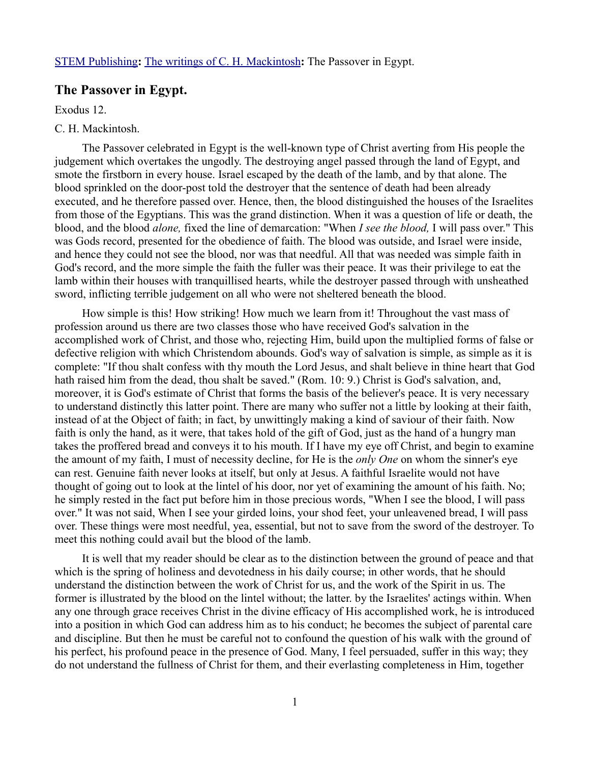STEM Publishing**:** The writings of C. H. Mackintosh**:** The Passover in Egypt.

## The Passover in Egypt.

Exodus 12.

C. H. Mackintosh.

The Passover celebrated in Egypt is the well-known type of Christ averting from His people the judgement which overtakes the ungodly. The destroying angel passed through the land of Egypt, and smote the firstborn in every house. Israel escaped by the death of the lamb, and by that alone. The blood sprinkled on the door-post told the destroyer that the sentence of death had been already executed, and he therefore passed over. Hence, then, the blood distinguished the houses of the Israelites from those of the Egyptians. This was the grand distinction. When it was a question of life or death, the blood, and the blood *alone,* fixed the line of demarcation: "When *I see the blood,* I will pass over." This was Gods record, presented for the obedience of faith. The blood was outside, and Israel were inside, and hence they could not see the blood, nor was that needful. All that was needed was simple faith in God's record, and the more simple the faith the fuller was their peace. It was their privilege to eat the lamb within their houses with tranquillised hearts, while the destroyer passed through with unsheathed sword, inflicting terrible judgement on all who were not sheltered beneath the blood.

How simple is this! How striking! How much we learn from it! Throughout the vast mass of profession around us there are two classes those who have received God's salvation in the accomplished work of Christ, and those who, rejecting Him, build upon the multiplied forms of false or defective religion with which Christendom abounds. God's way of salvation is simple, as simple as it is complete: "If thou shalt confess with thy mouth the Lord Jesus, and shalt believe in thine heart that God hath raised him from the dead, thou shalt be saved." (Rom. 10: 9.) Christ is God's salvation, and, moreover, it is God's estimate of Christ that forms the basis of the believer's peace. It is very necessary to understand distinctly this latter point. There are many who suffer not a little by looking at their faith, instead of at the Object of faith; in fact, by unwittingly making a kind of saviour of their faith. Now faith is only the hand, as it were, that takes hold of the gift of God, just as the hand of a hungry man takes the proffered bread and conveys it to his mouth. If I have my eye off Christ, and begin to examine the amount of my faith, I must of necessity decline, for He is the *only One* on whom the sinner's eye can rest. Genuine faith never looks at itself, but only at Jesus. A faithful Israelite would not have thought of going out to look at the lintel of his door, nor yet of examining the amount of his faith. No; he simply rested in the fact put before him in those precious words, "When I see the blood, I will pass over." It was not said, When I see your girded loins, your shod feet, your unleavened bread, I will pass over. These things were most needful, yea, essential, but not to save from the sword of the destroyer. To meet this nothing could avail but the blood of the lamb.

It is well that my reader should be clear as to the distinction between the ground of peace and that which is the spring of holiness and devotedness in his daily course; in other words, that he should understand the distinction between the work of Christ for us, and the work of the Spirit in us. The former is illustrated by the blood on the lintel without; the latter. by the Israelites' actings within. When any one through grace receives Christ in the divine efficacy of His accomplished work, he is introduced into a position in which God can address him as to his conduct; he becomes the subject of parental care and discipline. But then he must be careful not to confound the question of his walk with the ground of his perfect, his profound peace in the presence of God. Many, I feel persuaded, suffer in this way; they do not understand the fullness of Christ for them, and their everlasting completeness in Him, together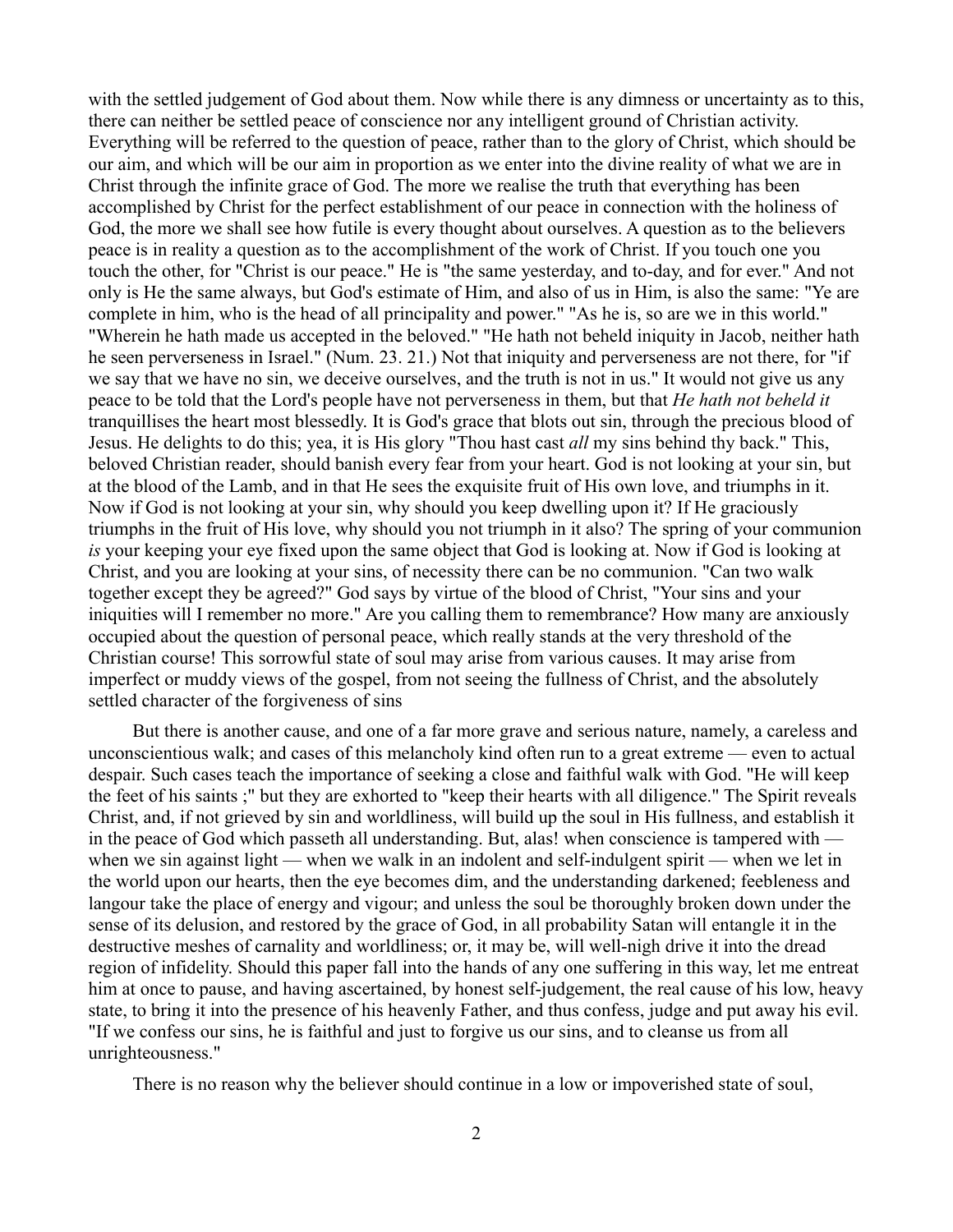with the settled judgement of God about them. Now while there is any dimness or uncertainty as to this, there can neither be settled peace of conscience nor any intelligent ground of Christian activity. Everything will be referred to the question of peace, rather than to the glory of Christ, which should be our aim, and which will be our aim in proportion as we enter into the divine reality of what we are in Christ through the infinite grace of God. The more we realise the truth that everything has been accomplished by Christ for the perfect establishment of our peace in connection with the holiness of God, the more we shall see how futile is every thought about ourselves. A question as to the believers peace is in reality a question as to the accomplishment of the work of Christ. If you touch one you touch the other, for "Christ is our peace." He is "the same yesterday, and to-day, and for ever." And not only is He the same always, but God's estimate of Him, and also of us in Him, is also the same: "Ye are complete in him, who is the head of all principality and power." "As he is, so are we in this world." "Wherein he hath made us accepted in the beloved." "He hath not beheld iniquity in Jacob, neither hath he seen perverseness in Israel." (Num. 23. 21.) Not that iniquity and perverseness are not there, for "if we say that we have no sin, we deceive ourselves, and the truth is not in us." It would not give us any peace to be told that the Lord's people have not perverseness in them, but that *He hath not beheld it* tranquillises the heart most blessedly. It is God's grace that blots out sin, through the precious blood of Jesus. He delights to do this; yea, it is His glory "Thou hast cast *all* my sins behind thy back." This, beloved Christian reader, should banish every fear from your heart. God is not looking at your sin, but at the blood of the Lamb, and in that He sees the exquisite fruit of His own love, and triumphs in it. Now if God is not looking at your sin, why should you keep dwelling upon it? If He graciously triumphs in the fruit of His love, why should you not triumph in it also? The spring of your communion *is* your keeping your eye fixed upon the same object that God is looking at. Now if God is looking at Christ, and you are looking at your sins, of necessity there can be no communion. "Can two walk together except they be agreed?" God says by virtue of the blood of Christ, "Your sins and your iniquities will I remember no more." Are you calling them to remembrance? How many are anxiously occupied about the question of personal peace, which really stands at the very threshold of the Christian course! This sorrowful state of soul may arise from various causes. It may arise from imperfect or muddy views of the gospel, from not seeing the fullness of Christ, and the absolutely settled character of the forgiveness of sins

But there is another cause, and one of a far more grave and serious nature, namely, a careless and unconscientious walk; and cases of this melancholy kind often run to a great extreme — even to actual despair. Such cases teach the importance of seeking a close and faithful walk with God. "He will keep the feet of his saints ;" but they are exhorted to "keep their hearts with all diligence." The Spirit reveals Christ, and, if not grieved by sin and worldliness, will build up the soul in His fullness, and establish it in the peace of God which passeth all understanding. But, alas! when conscience is tampered with — when we sin against light — when we walk in an indolent and self-indulgent spirit — when we let in the world upon our hearts, then the eye becomes dim, and the understanding darkened; feebleness and langour take the place of energy and vigour; and unless the soul be thoroughly broken down under the sense of its delusion, and restored by the grace of God, in all probability Satan will entangle it in the destructive meshes of carnality and worldliness; or, it may be, will well-nigh drive it into the dread region of infidelity. Should this paper fall into the hands of any one suffering in this way, let me entreat him at once to pause, and having ascertained, by honest self-judgement, the real cause of his low, heavy state, to bring it into the presence of his heavenly Father, and thus confess, judge and put away his evil. "If we confess our sins, he is faithful and just to forgive us our sins, and to cleanse us from all unrighteousness."

There is no reason why the believer should continue in a low or impoverished state of soul,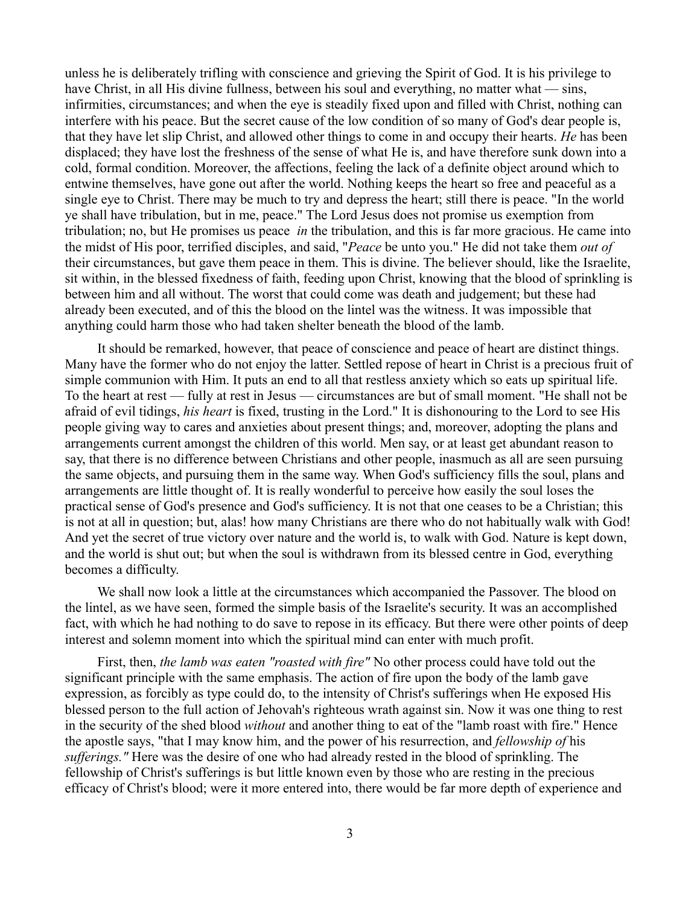unless he is deliberately trifling with conscience and grieving the Spirit of God. It is his privilege to have Christ, in all His divine fullness, between his soul and everything, no matter what — sins, infirmities, circumstances; and when the eye is steadily fixed upon and filled with Christ, nothing can interfere with his peace. But the secret cause of the low condition of so many of God's dear people is, that they have let slip Christ, and allowed other things to come in and occupy their hearts. *He* has been displaced; they have lost the freshness of the sense of what He is, and have therefore sunk down into a cold, formal condition. Moreover, the affections, feeling the lack of a definite object around which to entwine themselves, have gone out after the world. Nothing keeps the heart so free and peaceful as a single eye to Christ. There may be much to try and depress the heart; still there is peace. "In the world ye shall have tribulation, but in me, peace." The Lord Jesus does not promise us exemption from tribulation; no, but He promises us peace *in* the tribulation, and this is far more gracious. He came into the midst of His poor, terrified disciples, and said, "*Peace* be unto you." He did not take them *out of* their circumstances, but gave them peace in them. This is divine. The believer should, like the Israelite, sit within, in the blessed fixedness of faith, feeding upon Christ, knowing that the blood of sprinkling is between him and all without. The worst that could come was death and judgement; but these had already been executed, and of this the blood on the lintel was the witness. It was impossible that anything could harm those who had taken shelter beneath the blood of the lamb.

It should be remarked, however, that peace of conscience and peace of heart are distinct things. Many have the former who do not enjoy the latter. Settled repose of heart in Christ is a precious fruit of simple communion with Him. It puts an end to all that restless anxiety which so eats up spiritual life. To the heart at rest — fully at rest in Jesus — circumstances are but of small moment. "He shall not be afraid of evil tidings, *his heart* is fixed, trusting in the Lord." It is dishonouring to the Lord to see His people giving way to cares and anxieties about present things; and, moreover, adopting the plans and arrangements current amongst the children of this world. Men say, or at least get abundant reason to say, that there is no difference between Christians and other people, inasmuch as all are seen pursuing the same objects, and pursuing them in the same way. When God's sufficiency fills the soul, plans and arrangements are little thought of. It is really wonderful to perceive how easily the soul loses the practical sense of God's presence and God's sufficiency. It is not that one ceases to be a Christian; this is not at all in question; but, alas! how many Christians are there who do not habitually walk with God! And yet the secret of true victory over nature and the world is, to walk with God. Nature is kept down, and the world is shut out; but when the soul is withdrawn from its blessed centre in God, everything becomes a difficulty.

We shall now look a little at the circumstances which accompanied the Passover. The blood on the lintel, as we have seen, formed the simple basis of the Israelite's security. It was an accomplished fact, with which he had nothing to do save to repose in its efficacy. But there were other points of deep interest and solemn moment into which the spiritual mind can enter with much profit.

First, then, *the lamb was eaten "roasted with fire"* No other process could have told out the significant principle with the same emphasis. The action of fire upon the body of the lamb gave expression, as forcibly as type could do, to the intensity of Christ's sufferings when He exposed His blessed person to the full action of Jehovah's righteous wrath against sin. Now it was one thing to rest in the security of the shed blood *without* and another thing to eat of the "lamb roast with fire." Hence the apostle says, "that I may know him, and the power of his resurrection, and *fellowship of* his *sufferings."* Here was the desire of one who had already rested in the blood of sprinkling. The fellowship of Christ's sufferings is but little known even by those who are resting in the precious efficacy of Christ's blood; were it more entered into, there would be far more depth of experience and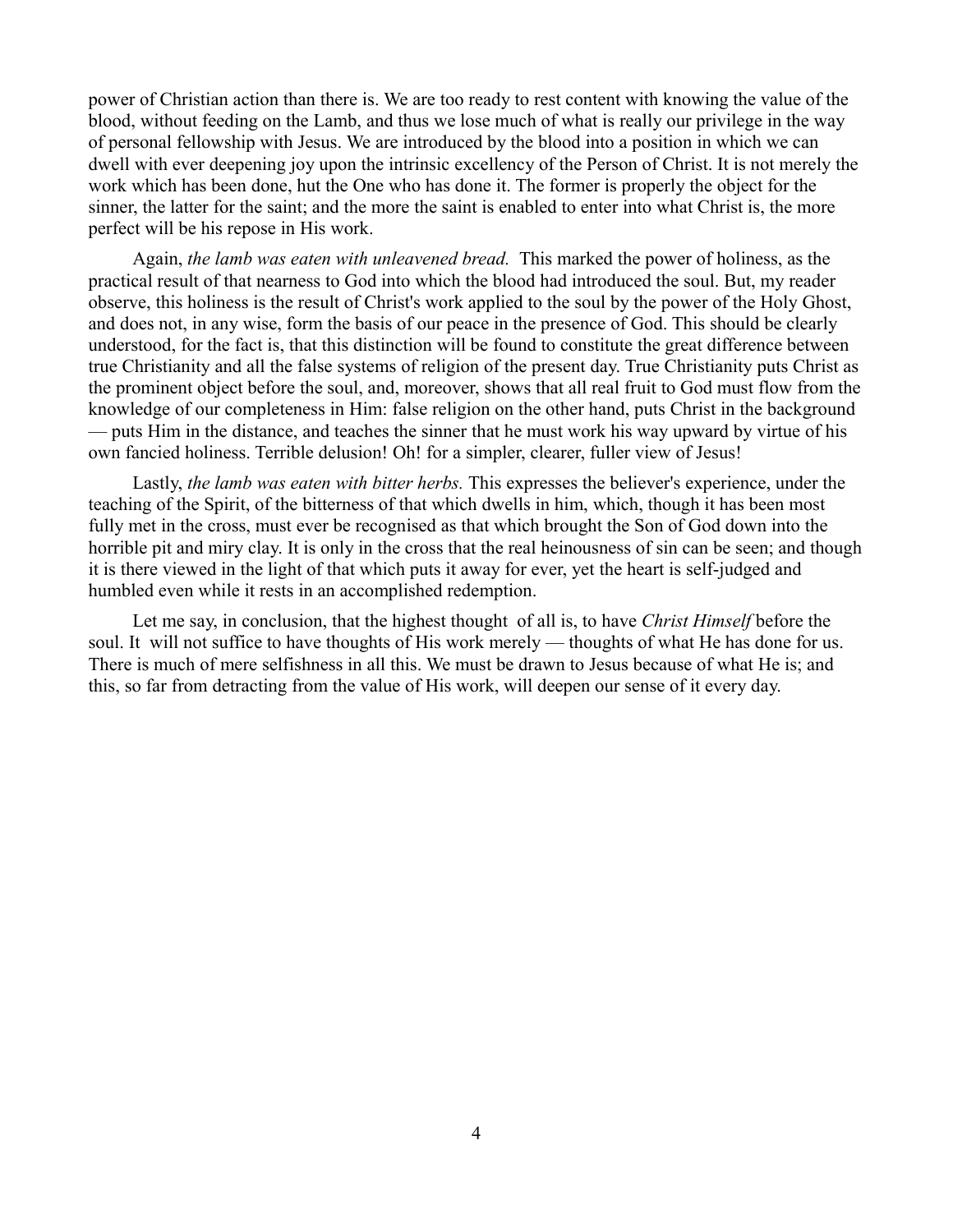power of Christian action than there is. We are too ready to rest content with knowing the value of the blood, without feeding on the Lamb, and thus we lose much of what is really our privilege in the way of personal fellowship with Jesus. We are introduced by the blood into a position in which we can dwell with ever deepening joy upon the intrinsic excellency of the Person of Christ. It is not merely the work which has been done, hut the One who has done it. The former is properly the object for the sinner, the latter for the saint; and the more the saint is enabled to enter into what Christ is, the more perfect will be his repose in His work.

Again, *the lamb was eaten with unleavened bread.* This marked the power of holiness, as the practical result of that nearness to God into which the blood had introduced the soul. But, my reader observe, this holiness is the result of Christ's work applied to the soul by the power of the Holy Ghost, and does not, in any wise, form the basis of our peace in the presence of God. This should be clearly understood, for the fact is, that this distinction will be found to constitute the great difference between true Christianity and all the false systems of religion of the present day. True Christianity puts Christ as the prominent object before the soul, and, moreover, shows that all real fruit to God must flow from the knowledge of our completeness in Him: false religion on the other hand, puts Christ in the background — puts Him in the distance, and teaches the sinner that he must work his way upward by virtue of his own fancied holiness. Terrible delusion! Oh! for a simpler, clearer, fuller view of Jesus!

Lastly, *the lamb was eaten with bitter herbs.* This expresses the believer's experience, under the teaching of the Spirit, of the bitterness of that which dwells in him, which, though it has been most fully met in the cross, must ever be recognised as that which brought the Son of God down into the horrible pit and miry clay. It is only in the cross that the real heinousness of sin can be seen; and though it is there viewed in the light of that which puts it away for ever, yet the heart is self-judged and humbled even while it rests in an accomplished redemption.

Let me say, in conclusion, that the highest thought of all is, to have *Christ Himself* before the soul. It will not suffice to have thoughts of His work merely — thoughts of what He has done for us. There is much of mere selfishness in all this. We must be drawn to Jesus because of what He is; and this, so far from detracting from the value of His work, will deepen our sense of it every day.